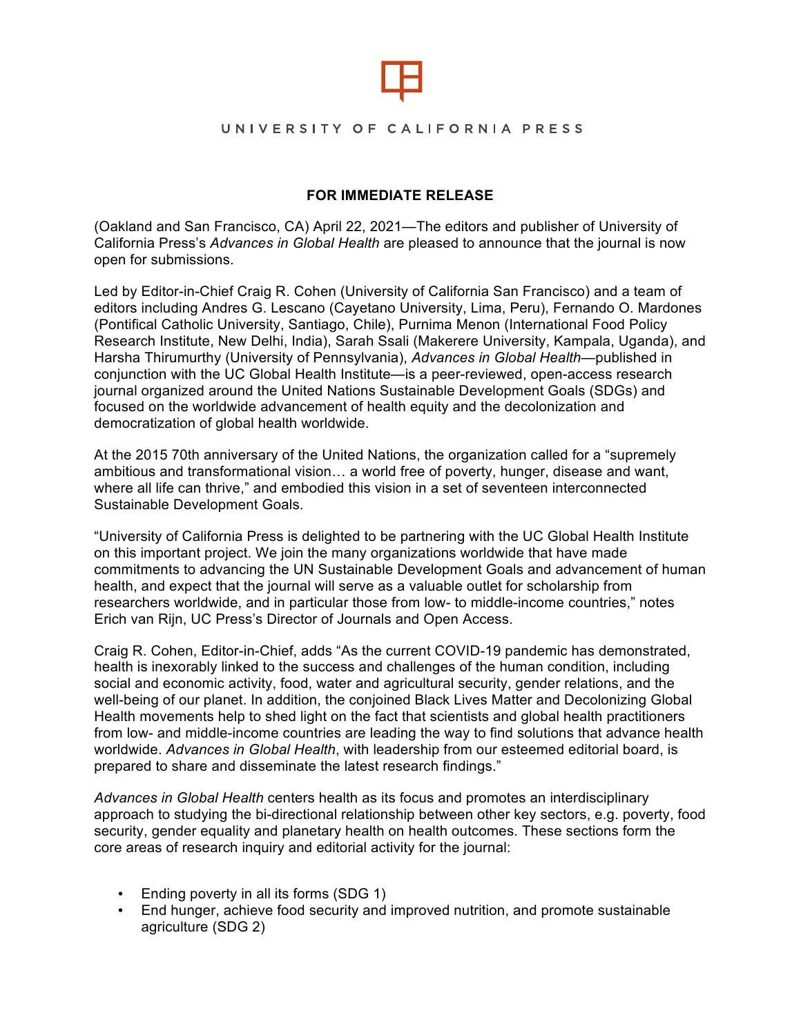UNIVERSITY OF CALIFORNIA PRESS

**FOR IMMEDIATE RELEASE**

(Oakland and San Francisco, CA) April 22, 2021—The editors and publisher of University of California Press's *Advances in Global Health* are pleased to announce that the journal is now open for submissions.

Led by Editor-in-Chief Craig R. Cohen (University of California San Francisco) and a team of editors including Andres G. Lescano (Cayetano University, Lima, Peru), Fernando O. Mardones (Pontifical Catholic University, Santiago, Chile), Purnima Menon (International Food Policy Research Institute, New Delhi, India), Sarah Ssali (Makerere University, Kampala, Uganda), and Harsha Thirumurthy (University of Pennsylvania), *Advances in Global Health*—published in conjunction with the UC Global Health Institute—is a peer-reviewed, open-access research journal organized around the United Nations Sustainable Development Goals (SDGs) and focused on the worldwide advancement of health equity and the decolonization and democratization of global health worldwide.

At the 2015 70th anniversary of the United Nations, the organization called for a "supremely ambitious and transformational vision… a world free of poverty, hunger, disease and want, where all life can thrive," and embodied this vision in a set of seventeen interconnected Sustainable Development Goals.

"University of California Press is delighted to be partnering with the UC Global Health Institute on this important project. We join the many organizations worldwide that have made commitments to advancing the UN Sustainable Development Goals and advancement of human health, and expect that the journal will serve as a valuable outlet for scholarship from researchers worldwide, and in particular those from low- to middle-income countries," notes Erich van Rijn, UC Press's Director of Journals and Open Access.

Craig R. Cohen, Editor-in-Chief, adds "As the current COVID-19 pandemic has demonstrated, health is inexorably linked to the success and challenges of the human condition, including social and economic activity, food, water and agricultural security, gender relations, and the well-being of our planet. In addition, the conjoined Black Lives Matter and Decolonizing Global Health movements help to shed light on the fact that scientists and global health practitioners from low- and middle-income countries are leading the way to find solutions that advance health worldwide. *Advances in Global Health*, with leadership from our esteemed editorial board, is prepared to share and disseminate the latest research findings."

*Advances in Global Health* centers health as its focus and promotes an interdisciplinary approach to studying the bi-directional relationship between other key sectors, e.g. poverty, food security, gender equality and planetary health on health outcomes. These sections form the core areas of research inquiry and editorial activity for the journal:

- Ending poverty in all its forms (SDG 1)
- End hunger, achieve food security and improved nutrition, and promote sustainable agriculture (SDG 2)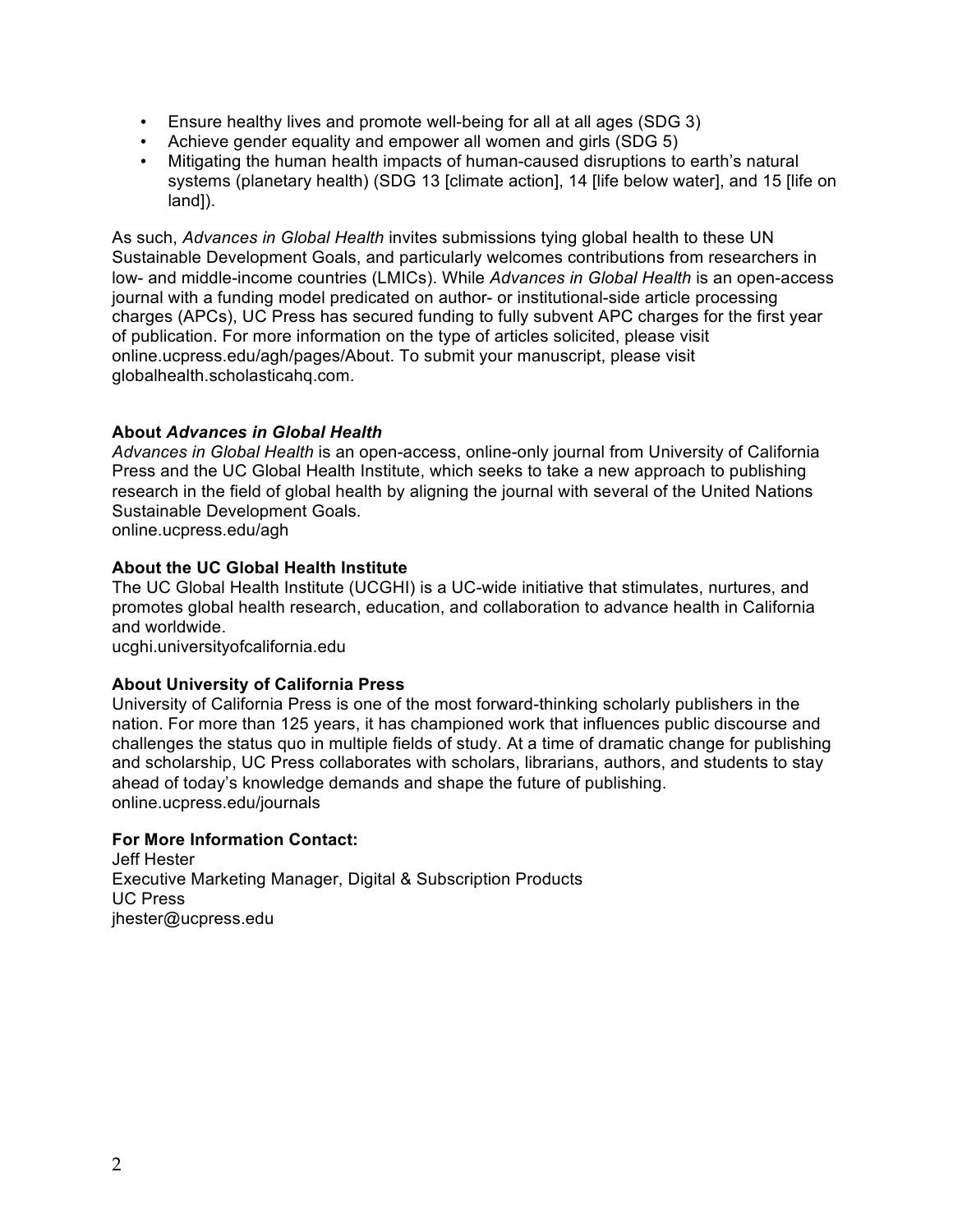- Ensure healthy lives and promote well-being for all at all ages (SDG 3)
- Achieve gender equality and empower all women and girls (SDG 5)
- Mitigating the human health impacts of human-caused disruptions to earth's natural systems (planetary health) (SDG 13 [climate action], 14 [life below water], and 15 [life on land]).

As such, *Advances in Global Health* invites submissions tying global health to these UN Sustainable Development Goals, and particularly welcomes contributions from researchers in low- and middle-income countries (LMICs). While *Advances in Global Health* is an open-access journal with a funding model predicated on author- or institutional-side article processing charges (APCs), UC Press has secured funding to fully subvent APC charges for the first year of publication. For more information on the type of articles solicited, please visit online.ucpress.edu/agh/pages/About. To submit your manuscript, please visit globalhealth.scholasticahq.com.

**About *Advances in Global Health***

*Advances in Global Health* is an open-access, online-only journal from University of California Press and the UC Global Health Institute, which seeks to take a new approach to publishing research in the field of global health by aligning the journal with several of the United Nations Sustainable Development Goals.
online.ucpress.edu/agh

**About the UC Global Health Institute**

The UC Global Health Institute (UCGHI) is a UC-wide initiative that stimulates, nurtures, and promotes global health research, education, and collaboration to advance health in California and worldwide.
ucghi.universityofcalifornia.edu

**About University of California Press**

University of California Press is one of the most forward-thinking scholarly publishers in the nation. For more than 125 years, it has championed work that influences public discourse and challenges the status quo in multiple fields of study. At a time of dramatic change for publishing and scholarship, UC Press collaborates with scholars, librarians, authors, and students to stay ahead of today's knowledge demands and shape the future of publishing.
online.ucpress.edu/journals

**For More Information Contact:**

Jeff Hester
Executive Marketing Manager, Digital & Subscription Products
UC Press
jhester@ucpress.edu